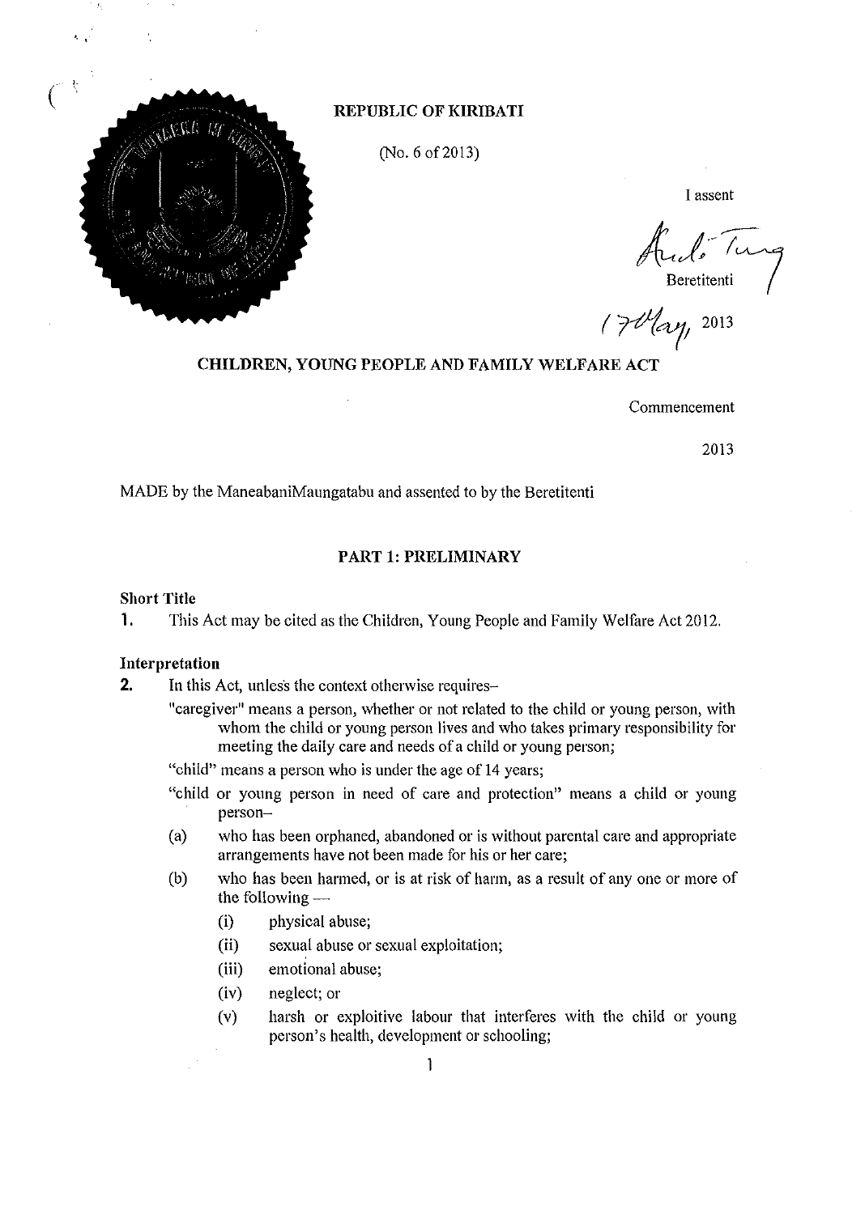**REPUBLIC OF KIRIBATI**

(No. 6 of 2013)

I assent

Beretitenti

17 May, 2013

# CHILDREN, YOUNG PEOPLE AND FAMILY WELFARE ACT

Commencement

2013

MADE by the ManeabaniMaungatabu and assented to by the Beretitenti

## PART 1: PRELIMINARY

**Short Title**

**1.** This Act may be cited as the Children, Young People and Family Welfare Act 2012.

**Interpretation**

**2.** In this Act, unless the context otherwise requires–

"caregiver" means a person, whether or not related to the child or young person, with whom the child or young person lives and who takes primary responsibility for meeting the daily care and needs of a child or young person;

"child" means a person who is under the age of 14 years;

"child or young person in need of care and protection" means a child or young person–

(a) who has been orphaned, abandoned or is without parental care and appropriate arrangements have not been made for his or her care;

(b) who has been harmed, or is at risk of harm, as a result of any one or more of the following —

(i) physical abuse;

(ii) sexual abuse or sexual exploitation;

(iii) emotional abuse;

(iv) neglect; or

(v) harsh or exploitive labour that interferes with the child or young person's health, development or schooling;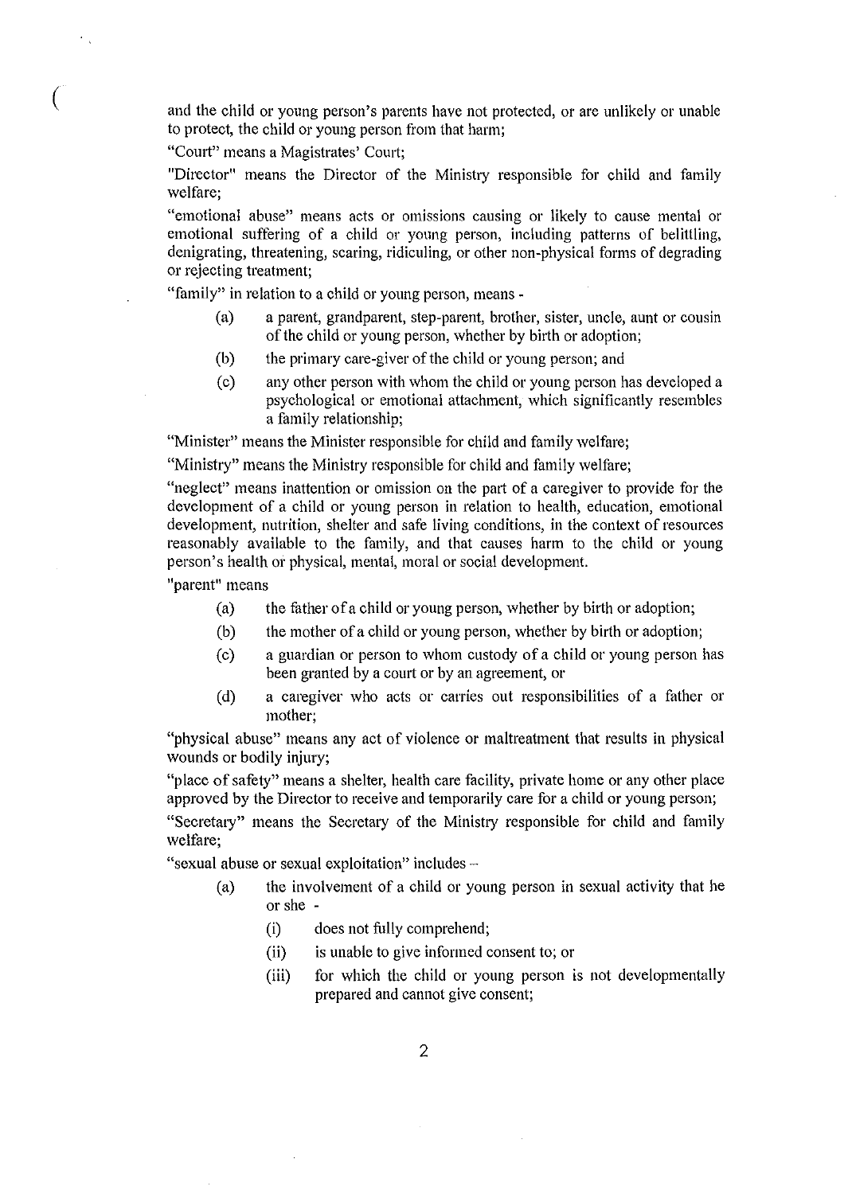and the child or young person's parents have not protected, or are unlikely or unable to protect, the child or young person from that harm;

"Court" means a Magistrates' Court;

"Director" means the Director of the Ministry responsible for child and family welfare;

"emotional abuse" means acts or omissions causing or likely to cause mental or emotional suffering of a child or young person, including patterns of belittling, denigrating, threatening, scaring, ridiculing, or other non-physical forms of degrading or rejecting treatment;

"family" in relation to a child or young person, means -

- (a) a parent, grandparent, step-parent, brother, sister, uncle, aunt or cousin of the child or young person, whether by birth or adoption;
- (b) the primary care-giver of the child or young person; and
- (c) any other person with whom the child or young person has developed a psychological or emotional attachment, which significantly resembles a family relationship;

"Minister" means the Minister responsible for child and family welfare;

"Ministry" means the Ministry responsible for child and family welfare;

"neglect" means inattention or omission on the part of a caregiver to provide for the development of a child or young person in relation to health, education, emotional development, nutrition, shelter and safe living conditions, in the context of resources reasonably available to the family, and that causes harm to the child or young person's health or physical, mental, moral or social development.

"parent" means

- (a) the father of a child or young person, whether by birth or adoption;
- (b) the mother of a child or young person, whether by birth or adoption;
- (c) a guardian or person to whom custody of a child or young person has been granted by a court or by an agreement, or
- (d) a caregiver who acts or carries out responsibilities of a father or mother;

"physical abuse" means any act of violence or maltreatment that results in physical wounds or bodily injury;

"place of safety" means a shelter, health care facility, private home or any other place approved by the Director to receive and temporarily care for a child or young person;

"Secretary" means the Secretary of the Ministry responsible for child and family welfare;

"sexual abuse or sexual exploitation" includes –

- (a) the involvement of a child or young person in sexual activity that he or she -
  - (i) does not fully comprehend;
  - (ii) is unable to give informed consent to; or
  - (iii) for which the child or young person is not developmentally prepared and cannot give consent;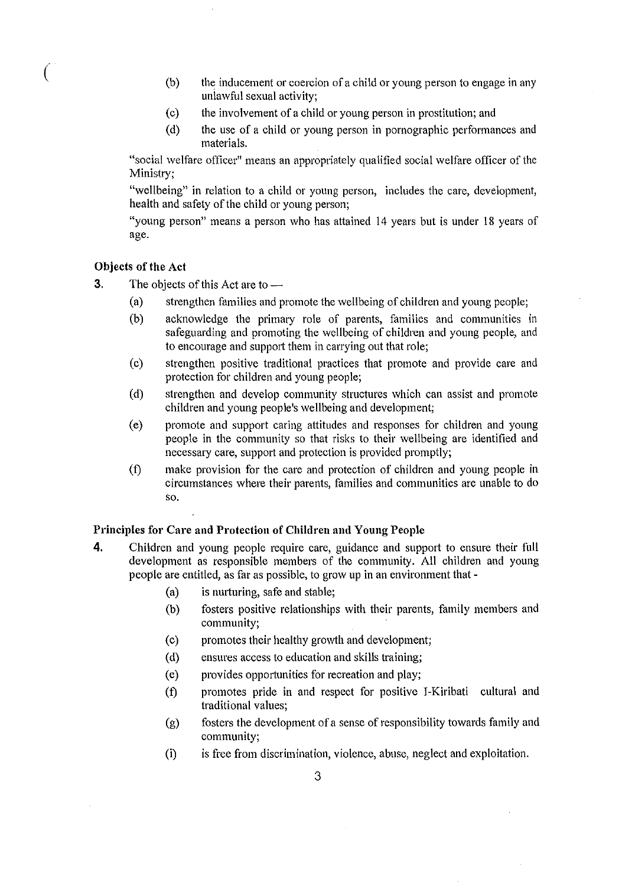(b) the inducement or coercion of a child or young person to engage in any unlawful sexual activity;

(c) the involvement of a child or young person in prostitution; and

(d) the use of a child or young person in pornographic performances and materials.

"social welfare officer" means an appropriately qualified social welfare officer of the Ministry;

"wellbeing" in relation to a child or young person, includes the care, development, health and safety of the child or young person;

"young person" means a person who has attained 14 years but is under 18 years of age.

**Objects of the Act**

**3.** The objects of this Act are to —

(a) strengthen families and promote the wellbeing of children and young people;

(b) acknowledge the primary role of parents, families and communities in safeguarding and promoting the wellbeing of children and young people, and to encourage and support them in carrying out that role;

(c) strengthen positive traditional practices that promote and provide care and protection for children and young people;

(d) strengthen and develop community structures which can assist and promote children and young people's wellbeing and development;

(e) promote and support caring attitudes and responses for children and young people in the community so that risks to their wellbeing are identified and necessary care, support and protection is provided promptly;

(f) make provision for the care and protection of children and young people in circumstances where their parents, families and communities are unable to do so.

**Principles for Care and Protection of Children and Young People**

**4.** Children and young people require care, guidance and support to ensure their full development as responsible members of the community. All children and young people are entitled, as far as possible, to grow up in an environment that -

(a) is nurturing, safe and stable;

(b) fosters positive relationships with their parents, family members and community;

(c) promotes their healthy growth and development;

(d) ensures access to education and skills training;

(e) provides opportunities for recreation and play;

(f) promotes pride in and respect for positive I-Kiribati cultural and traditional values;

(g) fosters the development of a sense of responsibility towards family and community;

(i) is free from discrimination, violence, abuse, neglect and exploitation.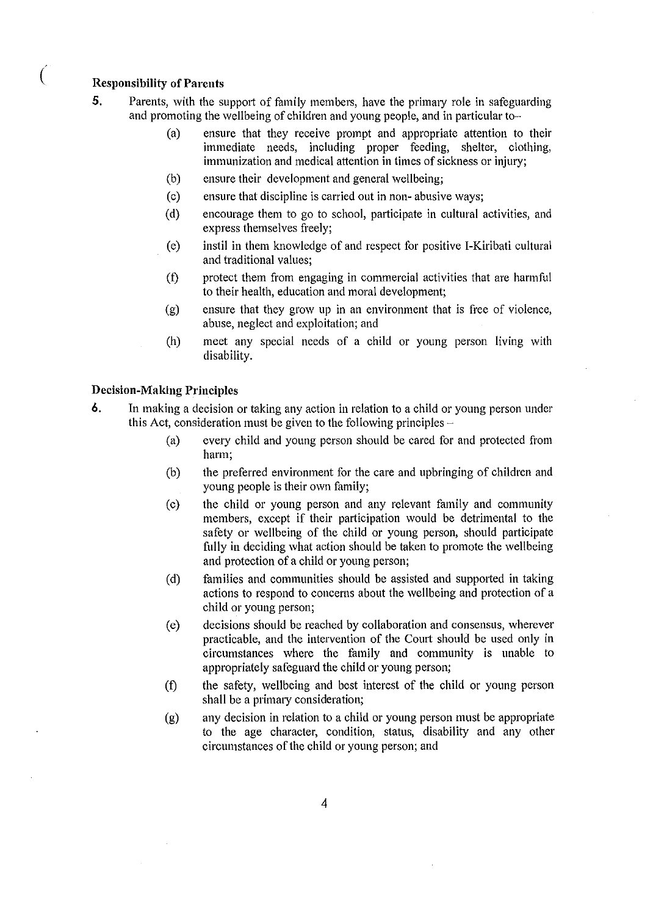**Responsibility of Parents**

**5.** Parents, with the support of family members, have the primary role in safeguarding and promoting the wellbeing of children and young people, and in particular to–

(a) ensure that they receive prompt and appropriate attention to their immediate needs, including proper feeding, shelter, clothing, immunization and medical attention in times of sickness or injury;

(b) ensure their development and general wellbeing;

(c) ensure that discipline is carried out in non- abusive ways;

(d) encourage them to go to school, participate in cultural activities, and express themselves freely;

(e) instil in them knowledge of and respect for positive I-Kiribati cultural and traditional values;

(f) protect them from engaging in commercial activities that are harmful to their health, education and moral development;

(g) ensure that they grow up in an environment that is free of violence, abuse, neglect and exploitation; and

(h) meet any special needs of a child or young person living with disability.

**Decision-Making Principles**

**6.** In making a decision or taking any action in relation to a child or young person under this Act, consideration must be given to the following principles –

(a) every child and young person should be cared for and protected from harm;

(b) the preferred environment for the care and upbringing of children and young people is their own family;

(c) the child or young person and any relevant family and community members, except if their participation would be detrimental to the safety or wellbeing of the child or young person, should participate fully in deciding what action should be taken to promote the wellbeing and protection of a child or young person;

(d) families and communities should be assisted and supported in taking actions to respond to concerns about the wellbeing and protection of a child or young person;

(e) decisions should be reached by collaboration and consensus, wherever practicable, and the intervention of the Court should be used only in circumstances where the family and community is unable to appropriately safeguard the child or young person;

(f) the safety, wellbeing and best interest of the child or young person shall be a primary consideration;

(g) any decision in relation to a child or young person must be appropriate to the age character, condition, status, disability and any other circumstances of the child or young person; and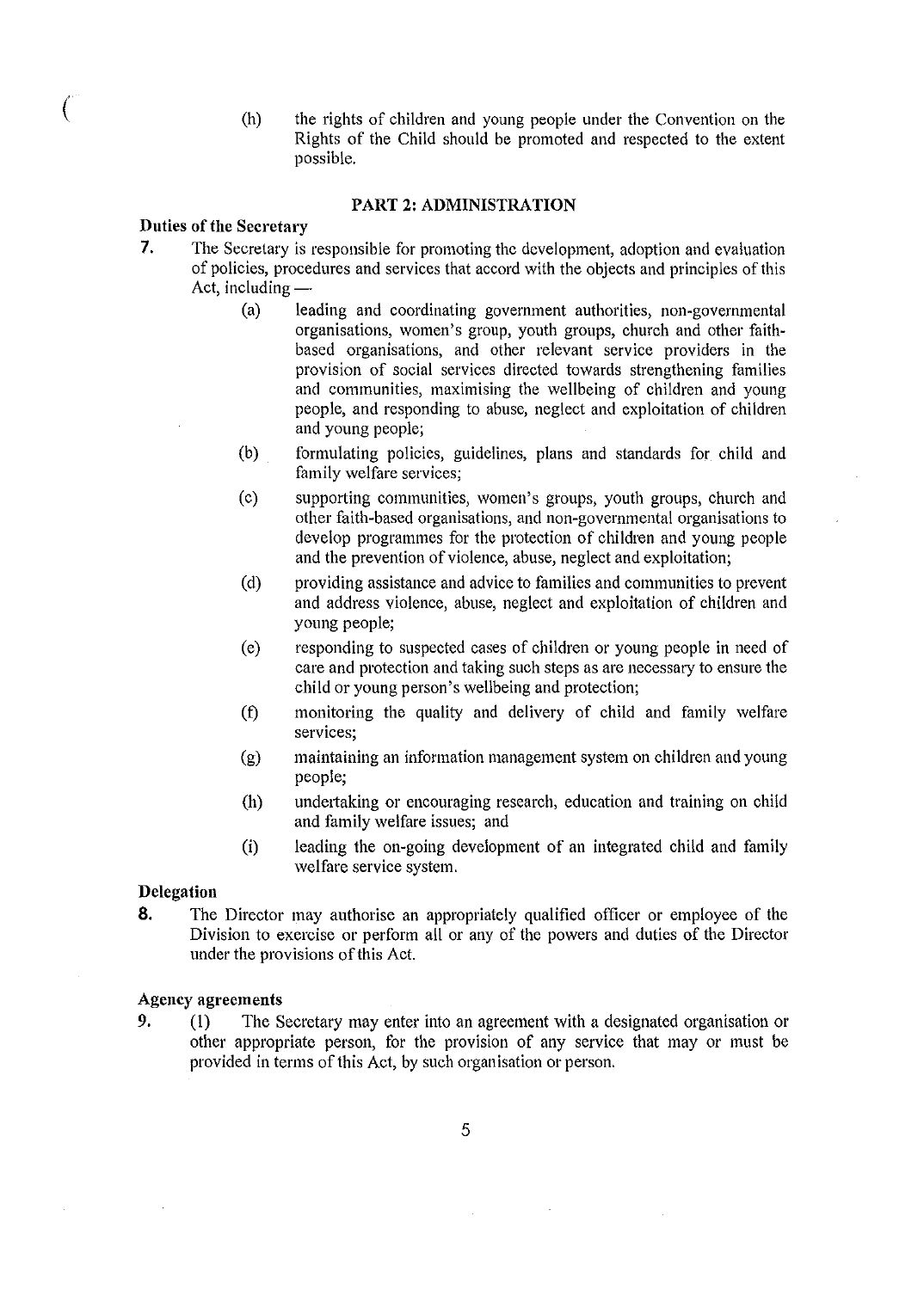(h) the rights of children and young people under the Convention on the Rights of the Child should be promoted and respected to the extent possible.

## PART 2: ADMINISTRATION

**Duties of the Secretary**

**7.** The Secretary is responsible for promoting the development, adoption and evaluation of policies, procedures and services that accord with the objects and principles of this Act, including —

(a) leading and coordinating government authorities, non-governmental organisations, women's group, youth groups, church and other faith-based organisations, and other relevant service providers in the provision of social services directed towards strengthening families and communities, maximising the wellbeing of children and young people, and responding to abuse, neglect and exploitation of children and young people;

(b) formulating policies, guidelines, plans and standards for child and family welfare services;

(c) supporting communities, women's groups, youth groups, church and other faith-based organisations, and non-governmental organisations to develop programmes for the protection of children and young people and the prevention of violence, abuse, neglect and exploitation;

(d) providing assistance and advice to families and communities to prevent and address violence, abuse, neglect and exploitation of children and young people;

(e) responding to suspected cases of children or young people in need of care and protection and taking such steps as are necessary to ensure the child or young person's wellbeing and protection;

(f) monitoring the quality and delivery of child and family welfare services;

(g) maintaining an information management system on children and young people;

(h) undertaking or encouraging research, education and training on child and family welfare issues; and

(i) leading the on-going development of an integrated child and family welfare service system.

**Delegation**

**8.** The Director may authorise an appropriately qualified officer or employee of the Division to exercise or perform all or any of the powers and duties of the Director under the provisions of this Act.

**Agency agreements**

**9.** (1) The Secretary may enter into an agreement with a designated organisation or other appropriate person, for the provision of any service that may or must be provided in terms of this Act, by such organisation or person.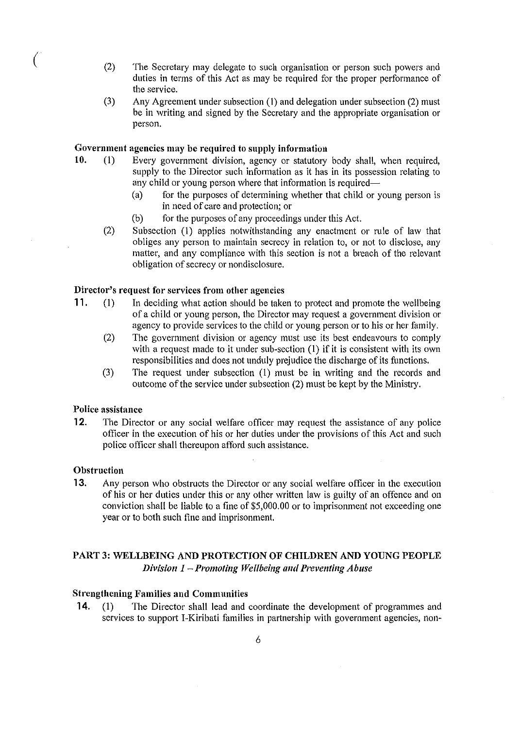(2) The Secretary may delegate to such organisation or person such powers and duties in terms of this Act as may be required for the proper performance of the service.

(3) Any Agreement under subsection (1) and delegation under subsection (2) must be in writing and signed by the Secretary and the appropriate organisation or person.

**Government agencies may be required to supply information**

**10.** (1) Every government division, agency or statutory body shall, when required, supply to the Director such information as it has in its possession relating to any child or young person where that information is required—

(a) for the purposes of determining whether that child or young person is in need of care and protection; or

(b) for the purposes of any proceedings under this Act.

(2) Subsection (1) applies notwithstanding any enactment or rule of law that obliges any person to maintain secrecy in relation to, or not to disclose, any matter, and any compliance with this section is not a breach of the relevant obligation of secrecy or nondisclosure.

**Director's request for services from other agencies**

**11.** (1) In deciding what action should be taken to protect and promote the wellbeing of a child or young person, the Director may request a government division or agency to provide services to the child or young person or to his or her family.

(2) The government division or agency must use its best endeavours to comply with a request made to it under sub-section (1) if it is consistent with its own responsibilities and does not unduly prejudice the discharge of its functions.

(3) The request under subsection (1) must be in writing and the records and outcome of the service under subsection (2) must be kept by the Ministry.

**Police assistance**

**12.** The Director or any social welfare officer may request the assistance of any police officer in the execution of his or her duties under the provisions of this Act and such police officer shall thereupon afford such assistance.

**Obstruction**

**13.** Any person who obstructs the Director or any social welfare officer in the execution of his or her duties under this or any other written law is guilty of an offence and on conviction shall be liable to a fine of $5,000.00 or to imprisonment not exceeding one year or to both such fine and imprisonment.

## PART 3: WELLBEING AND PROTECTION OF CHILDREN AND YOUNG PEOPLE

### *Division 1 – Promoting Wellbeing and Preventing Abuse*

**Strengthening Families and Communities**

**14.** (1) The Director shall lead and coordinate the development of programmes and services to support I-Kiribati families in partnership with government agencies, non-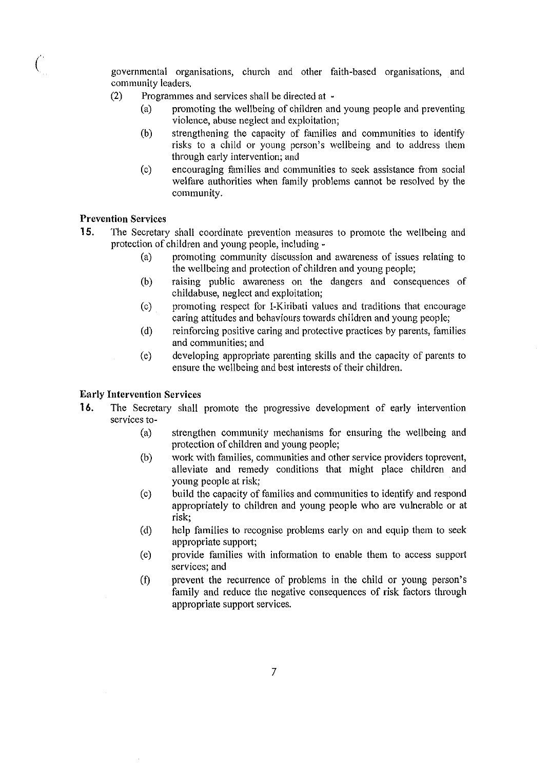governmental organisations, church and other faith-based organisations, and community leaders.

(2) Programmes and services shall be directed at -

(a) promoting the wellbeing of children and young people and preventing violence, abuse neglect and exploitation;

(b) strengthening the capacity of families and communities to identify risks to a child or young person's wellbeing and to address them through early intervention; and

(c) encouraging families and communities to seek assistance from social welfare authorities when family problems cannot be resolved by the community.

**Prevention Services**

**15.** The Secretary shall coordinate prevention measures to promote the wellbeing and protection of children and young people, including -

(a) promoting community discussion and awareness of issues relating to the wellbeing and protection of children and young people;

(b) raising public awareness on the dangers and consequences of childabuse, neglect and exploitation;

(c) promoting respect for I-Kiribati values and traditions that encourage caring attitudes and behaviours towards children and young people;

(d) reinforcing positive caring and protective practices by parents, families and communities; and

(e) developing appropriate parenting skills and the capacity of parents to ensure the wellbeing and best interests of their children.

**Early Intervention Services**

**16.** The Secretary shall promote the progressive development of early intervention services to-

(a) strengthen community mechanisms for ensuring the wellbeing and protection of children and young people;

(b) work with families, communities and other service providers toprevent, alleviate and remedy conditions that might place children and young people at risk;

(c) build the capacity of families and communities to identify and respond appropriately to children and young people who are vulnerable or at risk;

(d) help families to recognise problems early on and equip them to seek appropriate support;

(e) provide families with information to enable them to access support services; and

(f) prevent the recurrence of problems in the child or young person's family and reduce the negative consequences of risk factors through appropriate support services.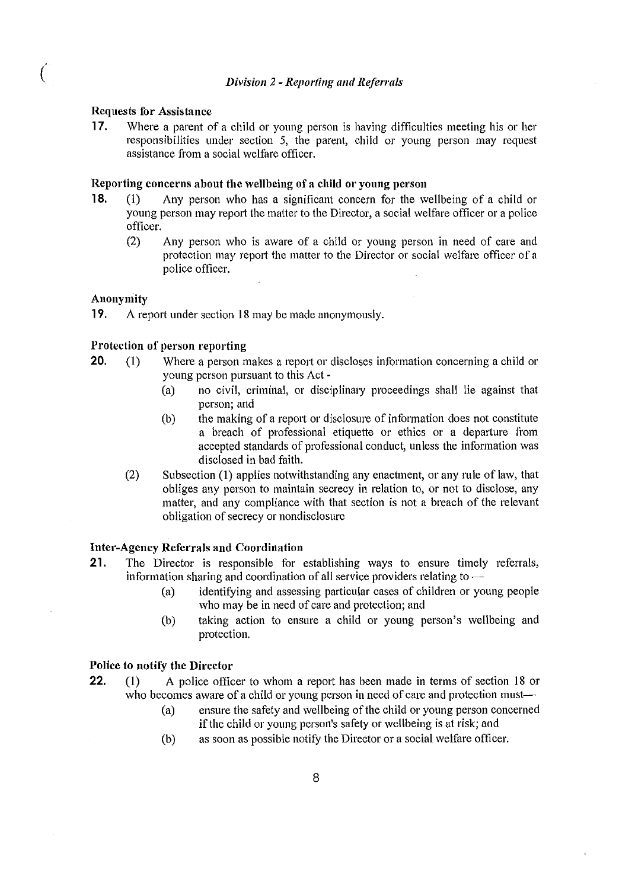## *Division 2 - Reporting and Referrals*

**Requests for Assistance**

**17.** Where a parent of a child or young person is having difficulties meeting his or her responsibilities under section 5, the parent, child or young person may request assistance from a social welfare officer.

**Reporting concerns about the wellbeing of a child or young person**

**18.** (1) Any person who has a significant concern for the wellbeing of a child or young person may report the matter to the Director, a social welfare officer or a police officer.

(2) Any person who is aware of a child or young person in need of care and protection may report the matter to the Director or social welfare officer of a police officer.

**Anonymity**

**19.** A report under section 18 may be made anonymously.

**Protection of person reporting**

**20.** (1) Where a person makes a report or discloses information concerning a child or young person pursuant to this Act -

(a) no civil, criminal, or disciplinary proceedings shall lie against that person; and

(b) the making of a report or disclosure of information does not constitute a breach of professional etiquette or ethics or a departure from accepted standards of professional conduct, unless the information was disclosed in bad faith.

(2) Subsection (1) applies notwithstanding any enactment, or any rule of law, that obliges any person to maintain secrecy in relation to, or not to disclose, any matter, and any compliance with that section is not a breach of the relevant obligation of secrecy or nondisclosure

**Inter-Agency Referrals and Coordination**

**21.** The Director is responsible for establishing ways to ensure timely referrals, information sharing and coordination of all service providers relating to —

(a) identifying and assessing particular cases of children or young people who may be in need of care and protection; and

(b) taking action to ensure a child or young person's wellbeing and protection.

**Police to notify the Director**

**22.** (1) A police officer to whom a report has been made in terms of section 18 or who becomes aware of a child or young person in need of care and protection must—

(a) ensure the safety and wellbeing of the child or young person concerned if the child or young person's safety or wellbeing is at risk; and

(b) as soon as possible notify the Director or a social welfare officer.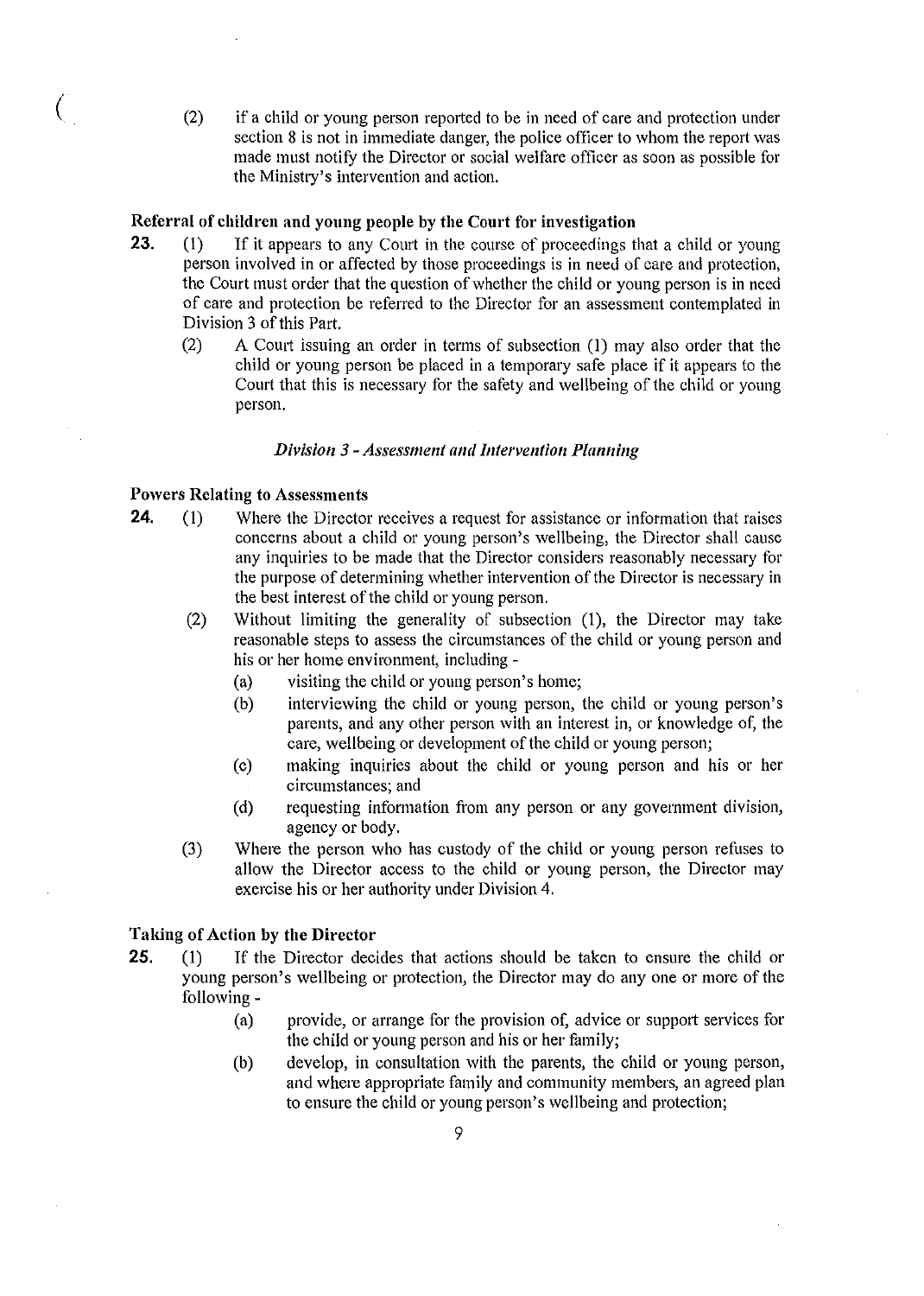(2) if a child or young person reported to be in need of care and protection under section 8 is not in immediate danger, the police officer to whom the report was made must notify the Director or social welfare officer as soon as possible for the Ministry's intervention and action.

**Referral of children and young people by the Court for investigation**

**23.** (1) If it appears to any Court in the course of proceedings that a child or young person involved in or affected by those proceedings is in need of care and protection, the Court must order that the question of whether the child or young person is in need of care and protection be referred to the Director for an assessment contemplated in Division 3 of this Part.

(2) A Court issuing an order in terms of subsection (1) may also order that the child or young person be placed in a temporary safe place if it appears to the Court that this is necessary for the safety and wellbeing of the child or young person.

*Division 3 - Assessment and Intervention Planning*

**Powers Relating to Assessments**

**24.** (1) Where the Director receives a request for assistance or information that raises concerns about a child or young person's wellbeing, the Director shall cause any inquiries to be made that the Director considers reasonably necessary for the purpose of determining whether intervention of the Director is necessary in the best interest of the child or young person.

(2) Without limiting the generality of subsection (1), the Director may take reasonable steps to assess the circumstances of the child or young person and his or her home environment, including -

(a) visiting the child or young person's home;

(b) interviewing the child or young person, the child or young person's parents, and any other person with an interest in, or knowledge of, the care, wellbeing or development of the child or young person;

(c) making inquiries about the child or young person and his or her circumstances; and

(d) requesting information from any person or any government division, agency or body.

(3) Where the person who has custody of the child or young person refuses to allow the Director access to the child or young person, the Director may exercise his or her authority under Division 4.

**Taking of Action by the Director**

**25.** (1) If the Director decides that actions should be taken to ensure the child or young person's wellbeing or protection, the Director may do any one or more of the following -

(a) provide, or arrange for the provision of, advice or support services for the child or young person and his or her family;

(b) develop, in consultation with the parents, the child or young person, and where appropriate family and community members, an agreed plan to ensure the child or young person's wellbeing and protection;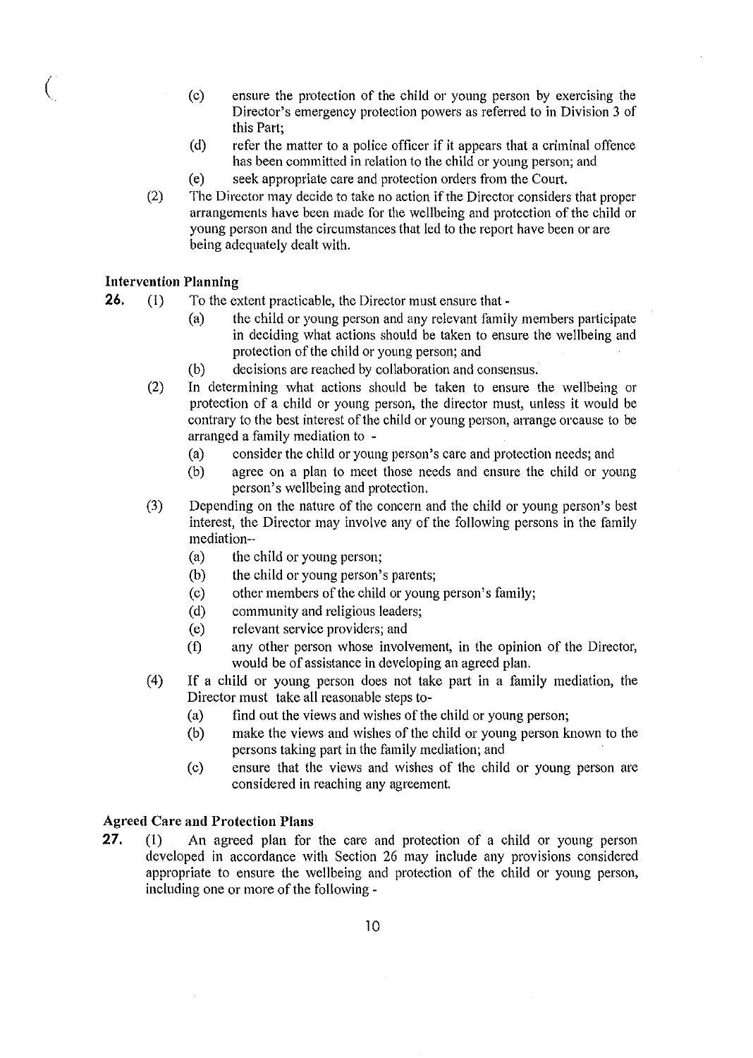(c) ensure the protection of the child or young person by exercising the Director's emergency protection powers as referred to in Division 3 of this Part;

(d) refer the matter to a police officer if it appears that a criminal offence has been committed in relation to the child or young person; and

(e) seek appropriate care and protection orders from the Court.

(2) The Director may decide to take no action if the Director considers that proper arrangements have been made for the wellbeing and protection of the child or young person and the circumstances that led to the report have been or are being adequately dealt with.

**Intervention Planning**

**26.** (1) To the extent practicable, the Director must ensure that -

(a) the child or young person and any relevant family members participate in deciding what actions should be taken to ensure the wellbeing and protection of the child or young person; and

(b) decisions are reached by collaboration and consensus.

(2) In determining what actions should be taken to ensure the wellbeing or protection of a child or young person, the director must, unless it would be contrary to the best interest of the child or young person, arrange orcause to be arranged a family mediation to -

(a) consider the child or young person's care and protection needs; and

(b) agree on a plan to meet those needs and ensure the child or young person's wellbeing and protection.

(3) Depending on the nature of the concern and the child or young person's best interest, the Director may involve any of the following persons in the family mediation--

(a) the child or young person;

(b) the child or young person's parents;

(c) other members of the child or young person's family;

(d) community and religious leaders;

(e) relevant service providers; and

(f) any other person whose involvement, in the opinion of the Director, would be of assistance in developing an agreed plan.

(4) If a child or young person does not take part in a family mediation, the Director must take all reasonable steps to-

(a) find out the views and wishes of the child or young person;

(b) make the views and wishes of the child or young person known to the persons taking part in the family mediation; and

(c) ensure that the views and wishes of the child or young person are considered in reaching any agreement.

**Agreed Care and Protection Plans**

**27.** (1) An agreed plan for the care and protection of a child or young person developed in accordance with Section 26 may include any provisions considered appropriate to ensure the wellbeing and protection of the child or young person, including one or more of the following -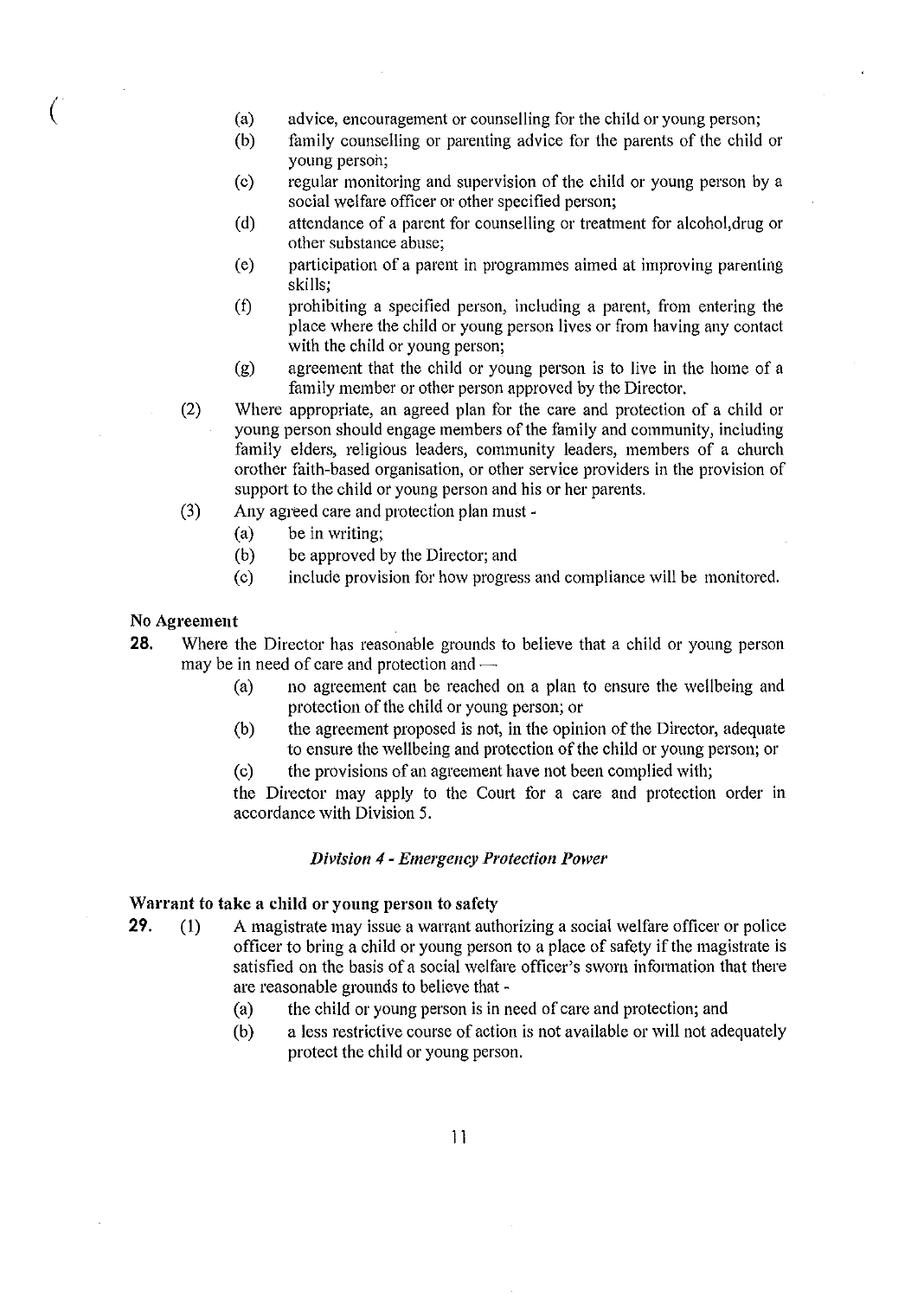(a) advice, encouragement or counselling for the child or young person;
(b) family counselling or parenting advice for the parents of the child or young person;
(c) regular monitoring and supervision of the child or young person by a social welfare officer or other specified person;
(d) attendance of a parent for counselling or treatment for alcohol,drug or other substance abuse;
(e) participation of a parent in programmes aimed at improving parenting skills;
(f) prohibiting a specified person, including a parent, from entering the place where the child or young person lives or from having any contact with the child or young person;
(g) agreement that the child or young person is to live in the home of a family member or other person approved by the Director.

(2) Where appropriate, an agreed plan for the care and protection of a child or young person should engage members of the family and community, including family elders, religious leaders, community leaders, members of a church orother faith-based organisation, or other service providers in the provision of support to the child or young person and his or her parents.

(3) Any agreed care and protection plan must -
(a) be in writing;
(b) be approved by the Director; and
(c) include provision for how progress and compliance will be monitored.

**No Agreement**

**28.** Where the Director has reasonable grounds to believe that a child or young person may be in need of care and protection and —
(a) no agreement can be reached on a plan to ensure the wellbeing and protection of the child or young person; or
(b) the agreement proposed is not, in the opinion of the Director, adequate to ensure the wellbeing and protection of the child or young person; or
(c) the provisions of an agreement have not been complied with;

the Director may apply to the Court for a care and protection order in accordance with Division 5.

### *Division 4 - Emergency Protection Power*

**Warrant to take a child or young person to safety**

**29.** (1) A magistrate may issue a warrant authorizing a social welfare officer or police officer to bring a child or young person to a place of safety if the magistrate is satisfied on the basis of a social welfare officer's sworn information that there are reasonable grounds to believe that -
(a) the child or young person is in need of care and protection; and
(b) a less restrictive course of action is not available or will not adequately protect the child or young person.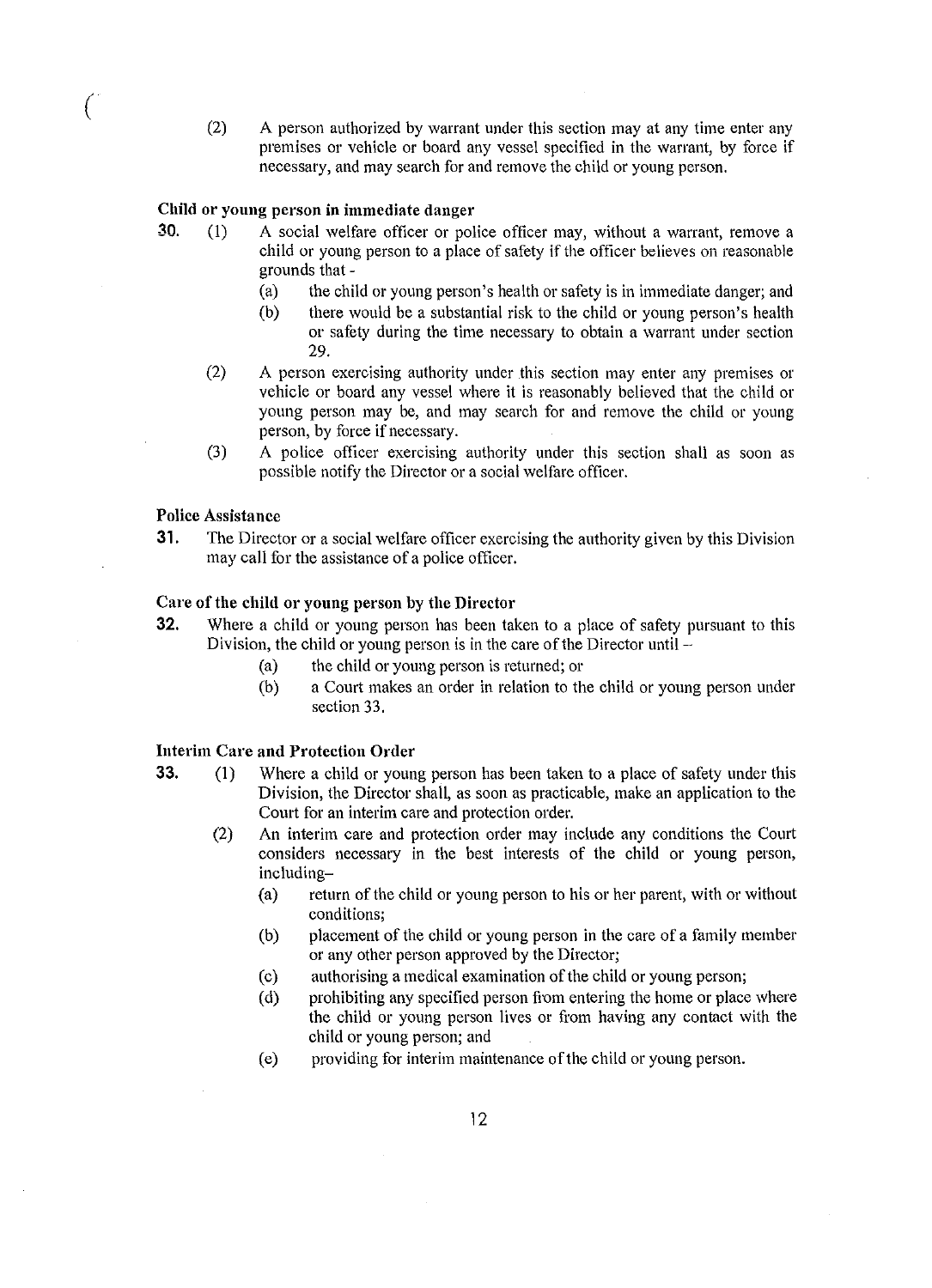(2) A person authorized by warrant under this section may at any time enter any premises or vehicle or board any vessel specified in the warrant, by force if necessary, and may search for and remove the child or young person.

**Child or young person in immediate danger**

**30.** (1) A social welfare officer or police officer may, without a warrant, remove a child or young person to a place of safety if the officer believes on reasonable grounds that -

(a) the child or young person's health or safety is in immediate danger; and

(b) there would be a substantial risk to the child or young person's health or safety during the time necessary to obtain a warrant under section 29.

(2) A person exercising authority under this section may enter any premises or vehicle or board any vessel where it is reasonably believed that the child or young person may be, and may search for and remove the child or young person, by force if necessary.

(3) A police officer exercising authority under this section shall as soon as possible notify the Director or a social welfare officer.

**Police Assistance**

**31.** The Director or a social welfare officer exercising the authority given by this Division may call for the assistance of a police officer.

**Care of the child or young person by the Director**

**32.** Where a child or young person has been taken to a place of safety pursuant to this Division, the child or young person is in the care of the Director until –

(a) the child or young person is returned; or

(b) a Court makes an order in relation to the child or young person under section 33.

**Interim Care and Protection Order**

**33.** (1) Where a child or young person has been taken to a place of safety under this Division, the Director shall, as soon as practicable, make an application to the Court for an interim care and protection order.

(2) An interim care and protection order may include any conditions the Court considers necessary in the best interests of the child or young person, including–

(a) return of the child or young person to his or her parent, with or without conditions;

(b) placement of the child or young person in the care of a family member or any other person approved by the Director;

(c) authorising a medical examination of the child or young person;

(d) prohibiting any specified person from entering the home or place where the child or young person lives or from having any contact with the child or young person; and

(e) providing for interim maintenance of the child or young person.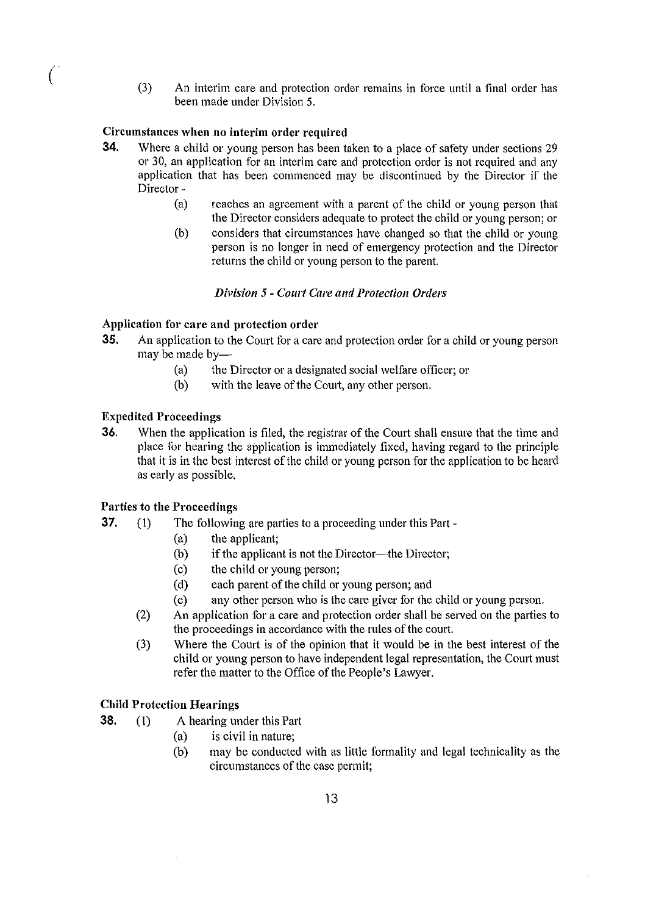(3) An interim care and protection order remains in force until a final order has been made under Division 5.

**Circumstances when no interim order required**

**34.** Where a child or young person has been taken to a place of safety under sections 29 or 30, an application for an interim care and protection order is not required and any application that has been commenced may be discontinued by the Director if the Director -

(a) reaches an agreement with a parent of the child or young person that the Director considers adequate to protect the child or young person; or

(b) considers that circumstances have changed so that the child or young person is no longer in need of emergency protection and the Director returns the child or young person to the parent.

*Division 5 - Court Care and Protection Orders*

**Application for care and protection order**

**35.** An application to the Court for a care and protection order for a child or young person may be made by—

(a) the Director or a designated social welfare officer; or

(b) with the leave of the Court, any other person.

**Expedited Proceedings**

**36.** When the application is filed, the registrar of the Court shall ensure that the time and place for hearing the application is immediately fixed, having regard to the principle that it is in the best interest of the child or young person for the application to be heard as early as possible.

**Parties to the Proceedings**

**37.** (1) The following are parties to a proceeding under this Part -

(a) the applicant;

(b) if the applicant is not the Director—the Director;

(c) the child or young person;

(d) each parent of the child or young person; and

(e) any other person who is the care giver for the child or young person.

(2) An application for a care and protection order shall be served on the parties to the proceedings in accordance with the rules of the court.

(3) Where the Court is of the opinion that it would be in the best interest of the child or young person to have independent legal representation, the Court must refer the matter to the Office of the People's Lawyer.

**Child Protection Hearings**

**38.** (1) A hearing under this Part

(a) is civil in nature;

(b) may be conducted with as little formality and legal technicality as the circumstances of the case permit;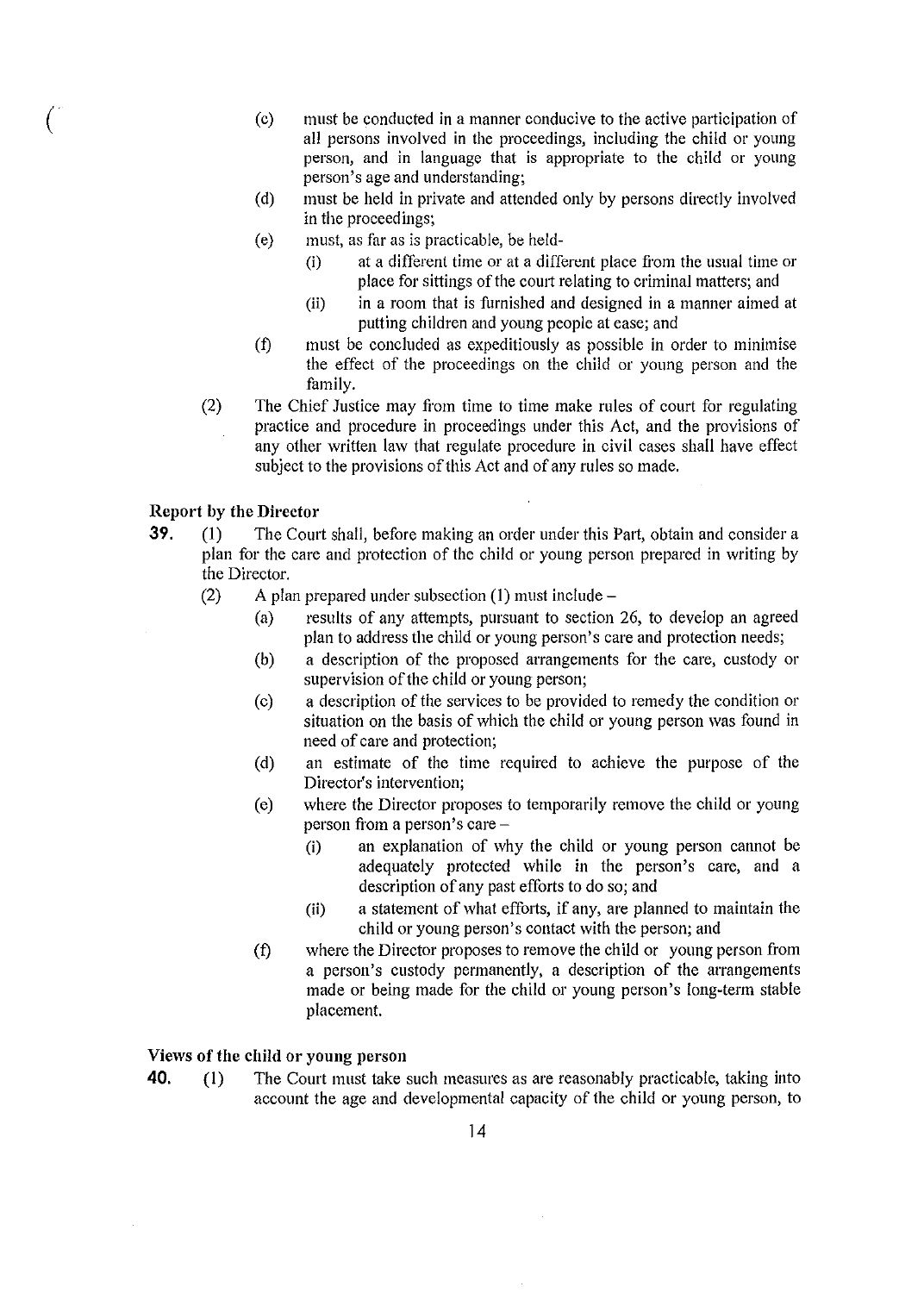(c) must be conducted in a manner conducive to the active participation of all persons involved in the proceedings, including the child or young person, and in language that is appropriate to the child or young person's age and understanding;

(d) must be held in private and attended only by persons directly involved in the proceedings;

(e) must, as far as is practicable, be held-

  (i) at a different time or at a different place from the usual time or place for sittings of the court relating to criminal matters; and

  (ii) in a room that is furnished and designed in a manner aimed at putting children and young people at ease; and

(f) must be concluded as expeditiously as possible in order to minimise the effect of the proceedings on the child or young person and the family.

(2) The Chief Justice may from time to time make rules of court for regulating practice and procedure in proceedings under this Act, and the provisions of any other written law that regulate procedure in civil cases shall have effect subject to the provisions of this Act and of any rules so made.

**Report by the Director**

**39.** (1) The Court shall, before making an order under this Part, obtain and consider a plan for the care and protection of the child or young person prepared in writing by the Director.

(2) A plan prepared under subsection (1) must include –

(a) results of any attempts, pursuant to section 26, to develop an agreed plan to address the child or young person's care and protection needs;

(b) a description of the proposed arrangements for the care, custody or supervision of the child or young person;

(c) a description of the services to be provided to remedy the condition or situation on the basis of which the child or young person was found in need of care and protection;

(d) an estimate of the time required to achieve the purpose of the Director's intervention;

(e) where the Director proposes to temporarily remove the child or young person from a person's care –

  (i) an explanation of why the child or young person cannot be adequately protected while in the person's care, and a description of any past efforts to do so; and

  (ii) a statement of what efforts, if any, are planned to maintain the child or young person's contact with the person; and

(f) where the Director proposes to remove the child or young person from a person's custody permanently, a description of the arrangements made or being made for the child or young person's long-term stable placement.

**Views of the child or young person**

**40.** (1) The Court must take such measures as are reasonably practicable, taking into account the age and developmental capacity of the child or young person, to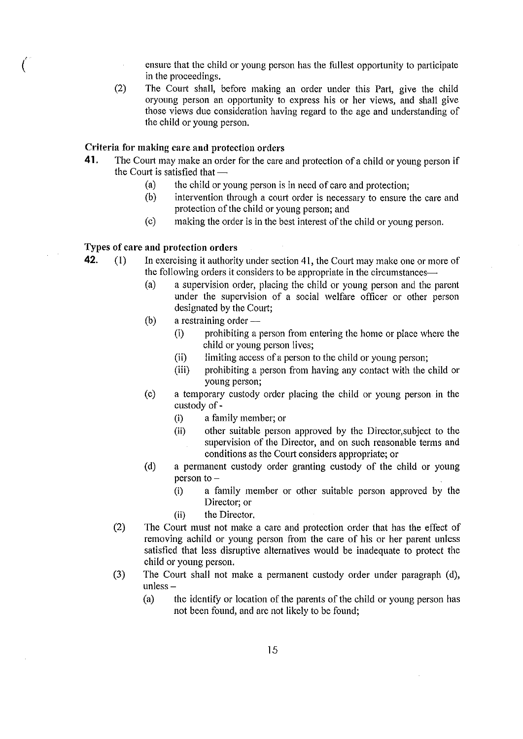ensure that the child or young person has the fullest opportunity to participate in the proceedings.

(2) The Court shall, before making an order under this Part, give the child oryoung person an opportunity to express his or her views, and shall give those views due consideration having regard to the age and understanding of the child or young person.

### Criteria for making care and protection orders

**41.** The Court may make an order for the care and protection of a child or young person if the Court is satisfied that —

(a) the child or young person is in need of care and protection;

(b) intervention through a court order is necessary to ensure the care and protection of the child or young person; and

(c) making the order is in the best interest of the child or young person.

### Types of care and protection orders

**42.** (1) In exercising it authority under section 41, the Court may make one or more of the following orders it considers to be appropriate in the circumstances—

(a) a supervision order, placing the child or young person and the parent under the supervision of a social welfare officer or other person designated by the Court;

(b) a restraining order —

(i) prohibiting a person from entering the home or place where the child or young person lives;

(ii) limiting access of a person to the child or young person;

(iii) prohibiting a person from having any contact with the child or young person;

(c) a temporary custody order placing the child or young person in the custody of -

(i) a family member; or

(ii) other suitable person approved by the Director,subject to the supervision of the Director, and on such reasonable terms and conditions as the Court considers appropriate; or

(d) a permanent custody order granting custody of the child or young person to –

(i) a family member or other suitable person approved by the Director; or

(ii) the Director.

(2) The Court must not make a care and protection order that has the effect of removing achild or young person from the care of his or her parent unless satisfied that less disruptive alternatives would be inadequate to protect the child or young person.

(3) The Court shall not make a permanent custody order under paragraph (d), unless –

(a) the identify or location of the parents of the child or young person has not been found, and are not likely to be found;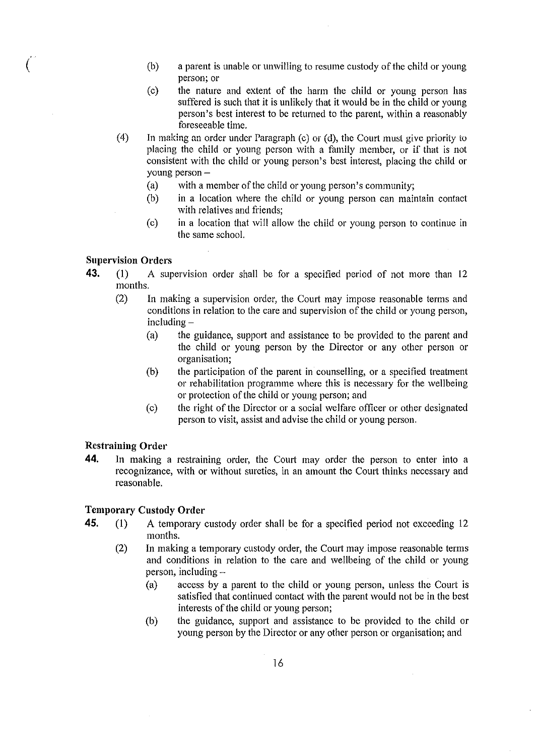(b) a parent is unable or unwilling to resume custody of the child or young person; or

(c) the nature and extent of the harm the child or young person has suffered is such that it is unlikely that it would be in the child or young person's best interest to be returned to the parent, within a reasonably foreseeable time.

(4) In making an order under Paragraph (c) or (d), the Court must give priority to placing the child or young person with a family member, or if that is not consistent with the child or young person's best interest, placing the child or young person –

(a) with a member of the child or young person's community;

(b) in a location where the child or young person can maintain contact with relatives and friends;

(c) in a location that will allow the child or young person to continue in the same school.

**Supervision Orders**

**43.** (1) A supervision order shall be for a specified period of not more than 12 months.

(2) In making a supervision order, the Court may impose reasonable terms and conditions in relation to the care and supervision of the child or young person, including –

(a) the guidance, support and assistance to be provided to the parent and the child or young person by the Director or any other person or organisation;

(b) the participation of the parent in counselling, or a specified treatment or rehabilitation programme where this is necessary for the wellbeing or protection of the child or young person; and

(c) the right of the Director or a social welfare officer or other designated person to visit, assist and advise the child or young person.

**Restraining Order**

**44.** In making a restraining order, the Court may order the person to enter into a recognizance, with or without sureties, in an amount the Court thinks necessary and reasonable.

**Temporary Custody Order**

**45.** (1) A temporary custody order shall be for a specified period not exceeding 12 months.

(2) In making a temporary custody order, the Court may impose reasonable terms and conditions in relation to the care and wellbeing of the child or young person, including –

(a) access by a parent to the child or young person, unless the Court is satisfied that continued contact with the parent would not be in the best interests of the child or young person;

(b) the guidance, support and assistance to be provided to the child or young person by the Director or any other person or organisation; and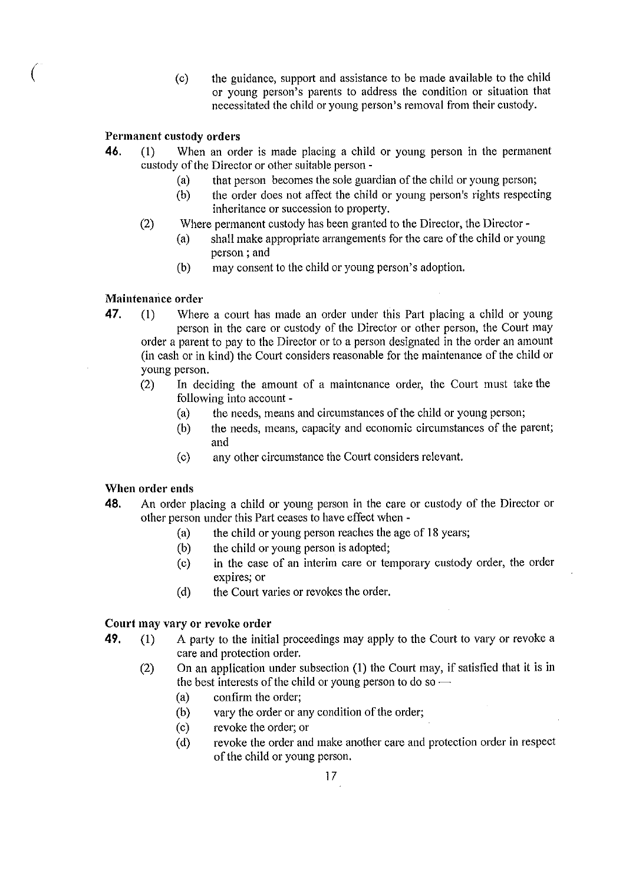(c) the guidance, support and assistance to be made available to the child or young person's parents to address the condition or situation that necessitated the child or young person's removal from their custody.

**Permanent custody orders**

**46.** (1) When an order is made placing a child or young person in the permanent custody of the Director or other suitable person -

(a) that person becomes the sole guardian of the child or young person;

(b) the order does not affect the child or young person's rights respecting inheritance or succession to property.

(2) Where permanent custody has been granted to the Director, the Director -

(a) shall make appropriate arrangements for the care of the child or young person ; and

(b) may consent to the child or young person's adoption.

**Maintenance order**

**47.** (1) Where a court has made an order under this Part placing a child or young person in the care or custody of the Director or other person, the Court may order a parent to pay to the Director or to a person designated in the order an amount (in cash or in kind) the Court considers reasonable for the maintenance of the child or young person.

(2) In deciding the amount of a maintenance order, the Court must take the following into account -

(a) the needs, means and circumstances of the child or young person;

(b) the needs, means, capacity and economic circumstances of the parent; and

(c) any other circumstance the Court considers relevant.

**When order ends**

**48.** An order placing a child or young person in the care or custody of the Director or other person under this Part ceases to have effect when -

(a) the child or young person reaches the age of 18 years;

(b) the child or young person is adopted;

(c) in the case of an interim care or temporary custody order, the order expires; or

(d) the Court varies or revokes the order.

**Court may vary or revoke order**

**49.** (1) A party to the initial proceedings may apply to the Court to vary or revoke a care and protection order.

(2) On an application under subsection (1) the Court may, if satisfied that it is in the best interests of the child or young person to do so —

(a) confirm the order;

(b) vary the order or any condition of the order;

(c) revoke the order; or

(d) revoke the order and make another care and protection order in respect of the child or young person.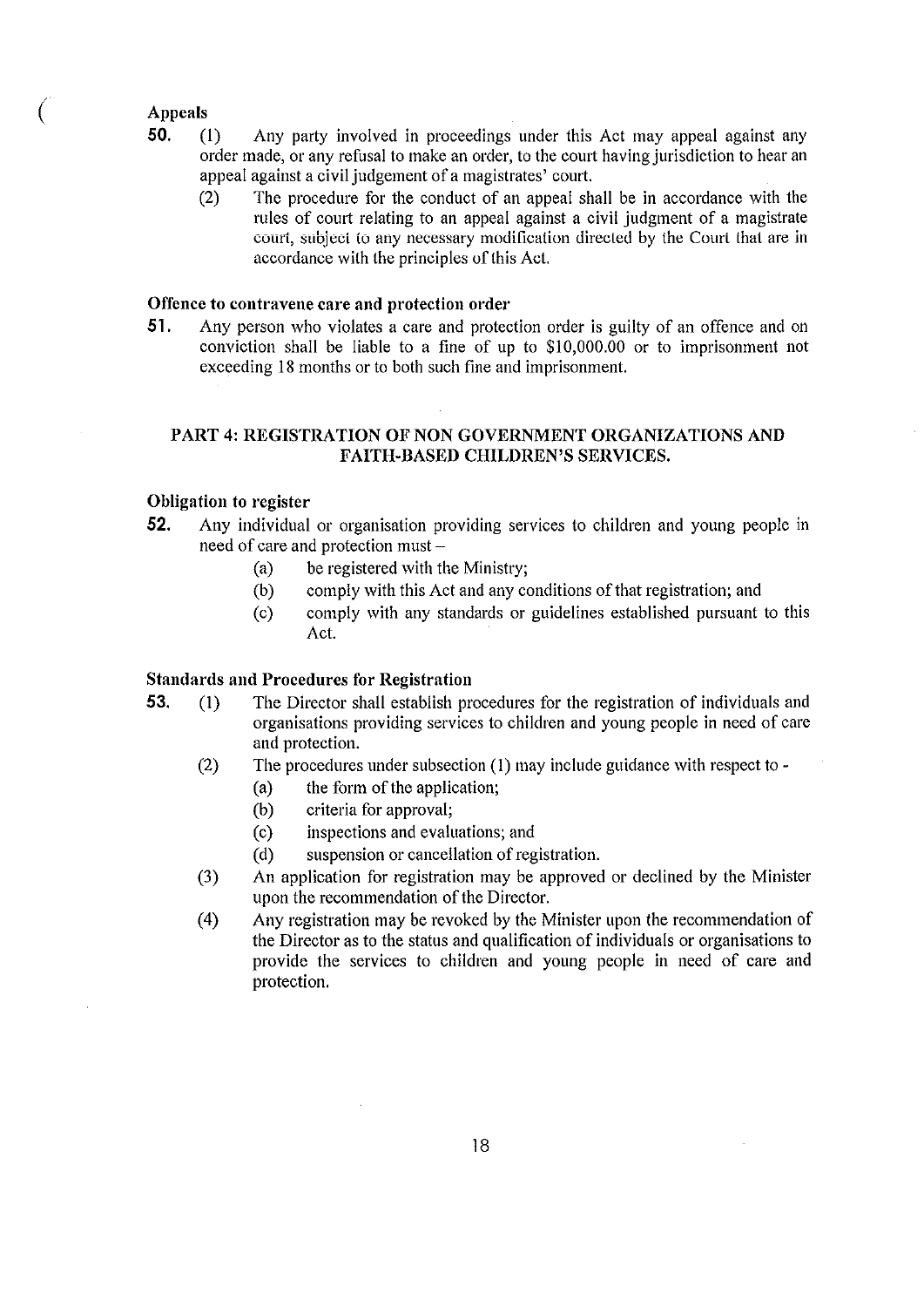**Appeals**

**50.** (1) Any party involved in proceedings under this Act may appeal against any order made, or any refusal to make an order, to the court having jurisdiction to hear an appeal against a civil judgement of a magistrates' court.

(2) The procedure for the conduct of an appeal shall be in accordance with the rules of court relating to an appeal against a civil judgment of a magistrate court, subject to any necessary modification directed by the Court that are in accordance with the principles of this Act.

**Offence to contravene care and protection order**

**51.** Any person who violates a care and protection order is guilty of an offence and on conviction shall be liable to a fine of up to $10,000.00 or to imprisonment not exceeding 18 months or to both such fine and imprisonment.

## PART 4: REGISTRATION OF NON GOVERNMENT ORGANIZATIONS AND FAITH-BASED CHILDREN'S SERVICES.

**Obligation to register**

**52.** Any individual or organisation providing services to children and young people in need of care and protection must –

(a) be registered with the Ministry;

(b) comply with this Act and any conditions of that registration; and

(c) comply with any standards or guidelines established pursuant to this Act.

**Standards and Procedures for Registration**

**53.** (1) The Director shall establish procedures for the registration of individuals and organisations providing services to children and young people in need of care and protection.

(2) The procedures under subsection (1) may include guidance with respect to -

(a) the form of the application;

(b) criteria for approval;

(c) inspections and evaluations; and

(d) suspension or cancellation of registration.

(3) An application for registration may be approved or declined by the Minister upon the recommendation of the Director.

(4) Any registration may be revoked by the Minister upon the recommendation of the Director as to the status and qualification of individuals or organisations to provide the services to children and young people in need of care and protection.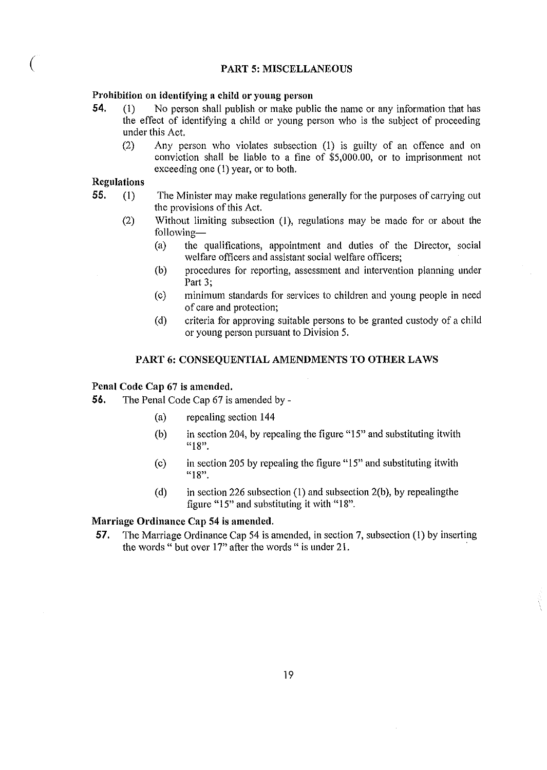## PART 5: MISCELLANEOUS

**Prohibition on identifying a child or young person**

**54.** (1) No person shall publish or make public the name or any information that has the effect of identifying a child or young person who is the subject of proceeding under this Act.

(2) Any person who violates subsection (1) is guilty of an offence and on conviction shall be liable to a fine of $5,000.00, or to imprisonment not exceeding one (1) year, or to both.

**Regulations**

**55.** (1) The Minister may make regulations generally for the purposes of carrying out the provisions of this Act.

(2) Without limiting subsection (1), regulations may be made for or about the following—

- (a) the qualifications, appointment and duties of the Director, social welfare officers and assistant social welfare officers;
- (b) procedures for reporting, assessment and intervention planning under Part 3;
- (c) minimum standards for services to children and young people in need of care and protection;
- (d) criteria for approving suitable persons to be granted custody of a child or young person pursuant to Division 5.

## PART 6: CONSEQUENTIAL AMENDMENTS TO OTHER LAWS

**Penal Code Cap 67 is amended.**

**56.** The Penal Code Cap 67 is amended by -

- (a) repealing section 144
- (b) in section 204, by repealing the figure "15" and substituting itwith "18".
- (c) in section 205 by repealing the figure "15" and substituting itwith "18".
- (d) in section 226 subsection (1) and subsection 2(b), by repealingthe figure "15" and substituting it with "18".

**Marriage Ordinance Cap 54 is amended.**

**57.** The Marriage Ordinance Cap 54 is amended, in section 7, subsection (1) by inserting the words " but over 17" after the words " is under 21.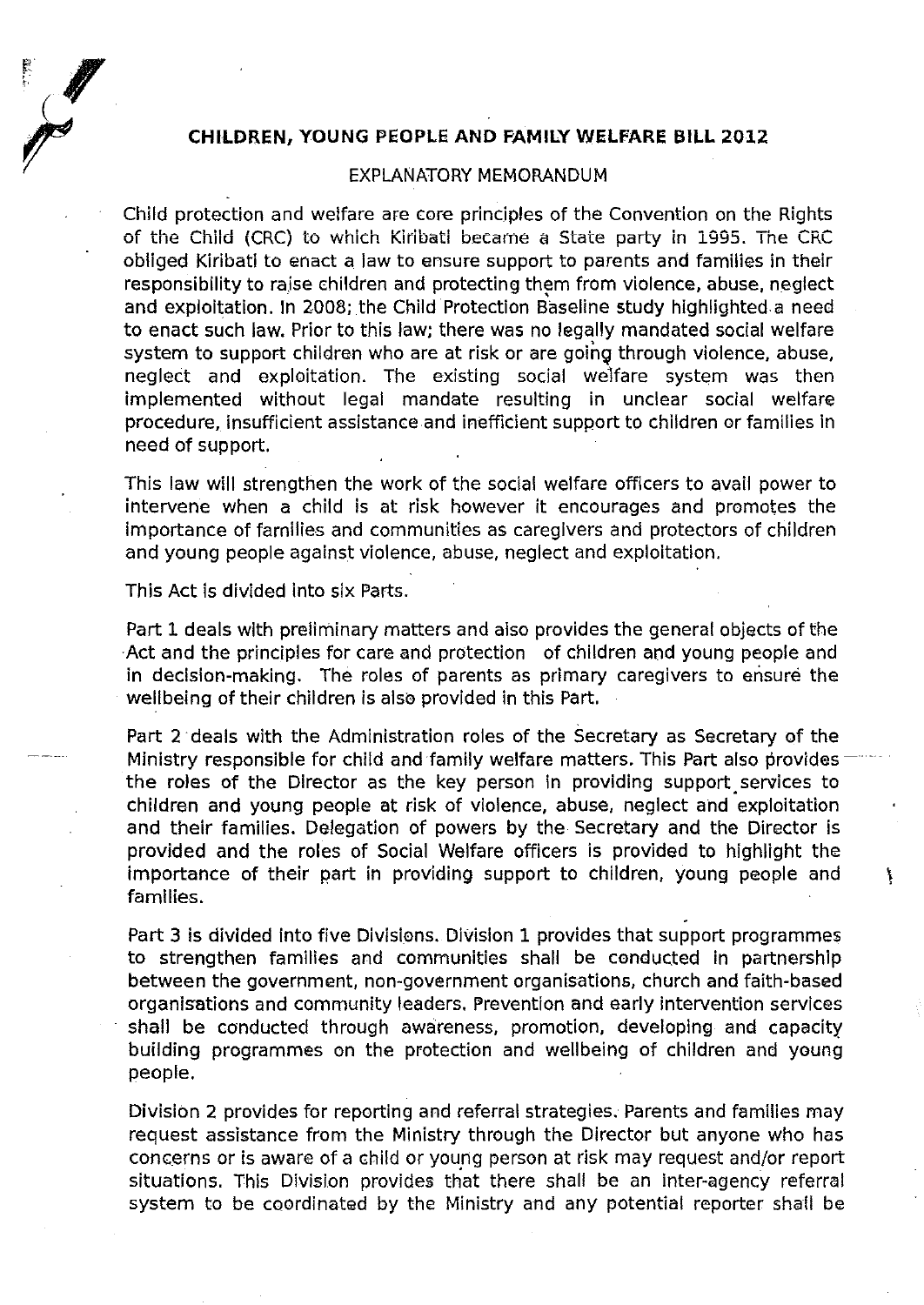## CHILDREN, YOUNG PEOPLE AND FAMILY WELFARE BILL 2012

### EXPLANATORY MEMORANDUM

Child protection and welfare are core principles of the Convention on the Rights of the Child (CRC) to which Kiribati became a State party in 1995. The CRC obliged Kiribati to enact a law to ensure support to parents and families in their responsibility to raise children and protecting them from violence, abuse, neglect and exploitation. In 2008; the Child Protection Baseline study highlighted a need to enact such law. Prior to this law; there was no legally mandated social welfare system to support children who are at risk or are going through violence, abuse, neglect and exploitation. The existing social welfare system was then implemented without legal mandate resulting in unclear social welfare procedure, insufficient assistance and inefficient support to children or families in need of support.

This law will strengthen the work of the social welfare officers to avail power to intervene when a child is at risk however it encourages and promotes the importance of families and communities as caregivers and protectors of children and young people against violence, abuse, neglect and exploitation.

This Act is divided into six Parts.

Part 1 deals with preliminary matters and also provides the general objects of the Act and the principles for care and protection of children and young people and in decision-making. The roles of parents as primary caregivers to ensure the wellbeing of their children is also provided in this Part.

Part 2 deals with the Administration roles of the Secretary as Secretary of the Ministry responsible for child and family welfare matters. This Part also provides the roles of the Director as the key person in providing support services to children and young people at risk of violence, abuse, neglect and exploitation and their families. Delegation of powers by the Secretary and the Director is provided and the roles of Social Welfare officers is provided to highlight the importance of their part in providing support to children, young people and families.

Part 3 is divided into five Divisions. Division 1 provides that support programmes to strengthen families and communities shall be conducted in partnership between the government, non-government organisations, church and faith-based organisations and community leaders. Prevention and early intervention services shall be conducted through awareness, promotion, developing and capacity building programmes on the protection and wellbeing of children and young people.

Division 2 provides for reporting and referral strategies. Parents and families may request assistance from the Ministry through the Director but anyone who has concerns or is aware of a child or young person at risk may request and/or report situations. This Division provides that there shall be an inter-agency referral system to be coordinated by the Ministry and any potential reporter shall be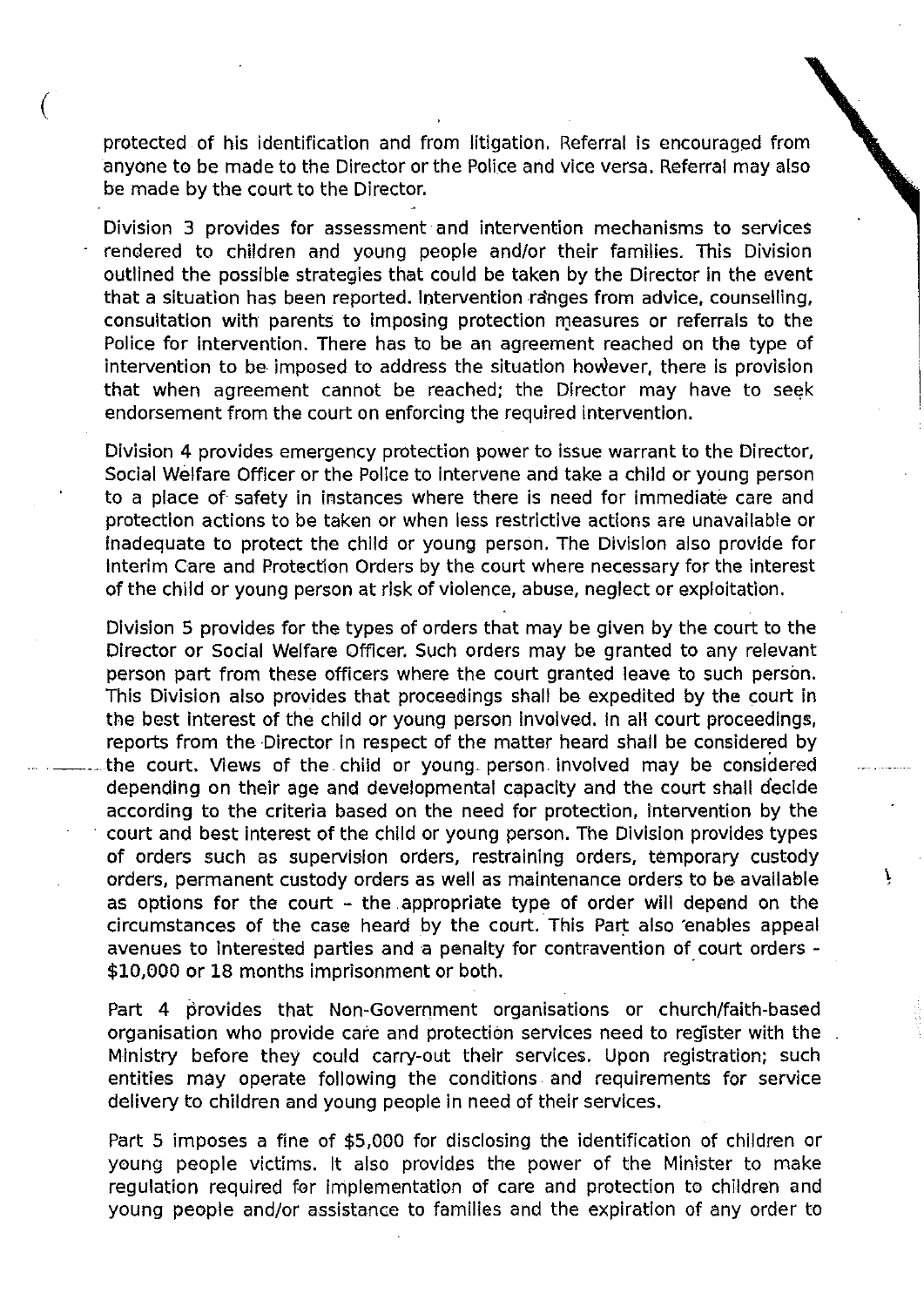protected of his identification and from litigation. Referral is encouraged from anyone to be made to the Director or the Police and vice versa. Referral may also be made by the court to the Director.

Division 3 provides for assessment and intervention mechanisms to services rendered to children and young people and/or their families. This Division outlined the possible strategies that could be taken by the Director in the event that a situation has been reported. Intervention ranges from advice, counselling, consultation with parents to imposing protection measures or referrals to the Police for intervention. There has to be an agreement reached on the type of intervention to be imposed to address the situation however, there is provision that when agreement cannot be reached; the Director may have to seek endorsement from the court on enforcing the required intervention.

Division 4 provides emergency protection power to issue warrant to the Director, Social Welfare Officer or the Police to intervene and take a child or young person to a place of safety in instances where there is need for immediate care and protection actions to be taken or when less restrictive actions are unavailable or inadequate to protect the child or young person. The Division also provide for Interim Care and Protection Orders by the court where necessary for the interest of the child or young person at risk of violence, abuse, neglect or exploitation.

Division 5 provides for the types of orders that may be given by the court to the Director or Social Welfare Officer. Such orders may be granted to any relevant person part from these officers where the court granted leave to such person. This Division also provides that proceedings shall be expedited by the court in the best interest of the child or young person involved. In all court proceedings, reports from the Director in respect of the matter heard shall be considered by the court. Views of the child or young person involved may be considered depending on their age and developmental capacity and the court shall decide according to the criteria based on the need for protection, intervention by the court and best interest of the child or young person. The Division provides types of orders such as supervision orders, restraining orders, temporary custody orders, permanent custody orders as well as maintenance orders to be available as options for the court - the appropriate type of order will depend on the circumstances of the case heard by the court. This Part also enables appeal avenues to interested parties and a penalty for contravention of court orders - $10,000 or 18 months imprisonment or both.

Part 4 provides that Non-Government organisations or church/faith-based organisation who provide care and protection services need to register with the Ministry before they could carry-out their services. Upon registration; such entities may operate following the conditions and requirements for service delivery to children and young people in need of their services.

Part 5 imposes a fine of $5,000 for disclosing the identification of children or young people victims. It also provides the power of the Minister to make regulation required for implementation of care and protection to children and young people and/or assistance to families and the expiration of any order to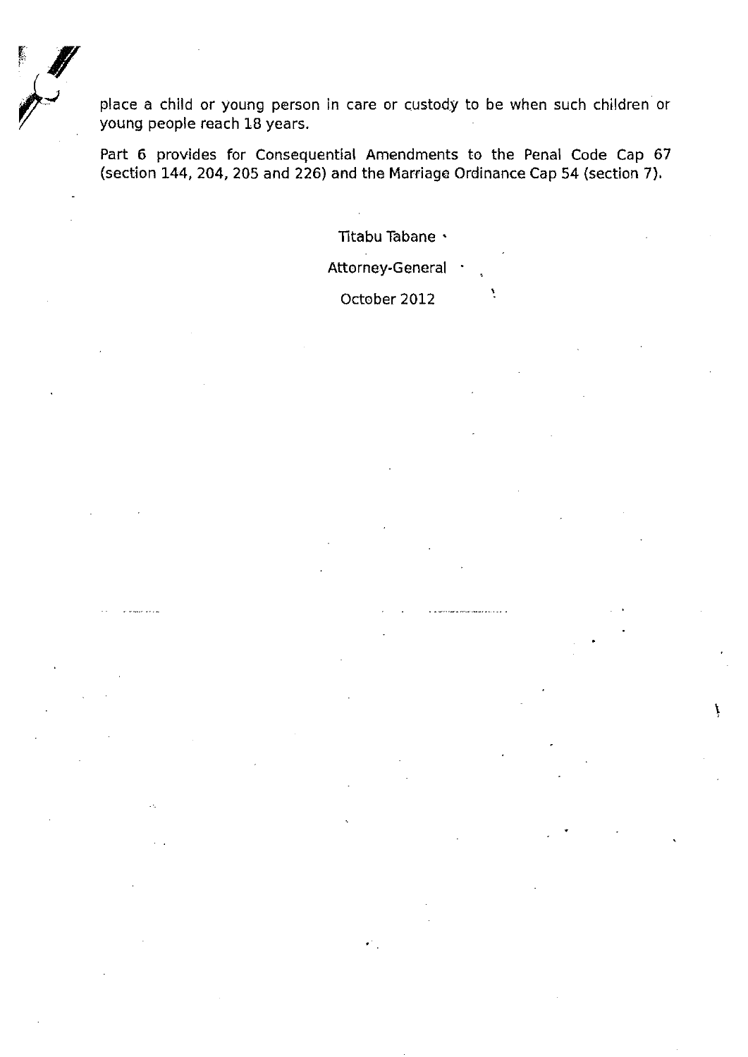place a child or young person in care or custody to be when such children or young people reach 18 years.

Part 6 provides for Consequential Amendments to the Penal Code Cap 67 (section 144, 204, 205 and 226) and the Marriage Ordinance Cap 54 (section 7).

Titabu Tabane

Attorney-General

October 2012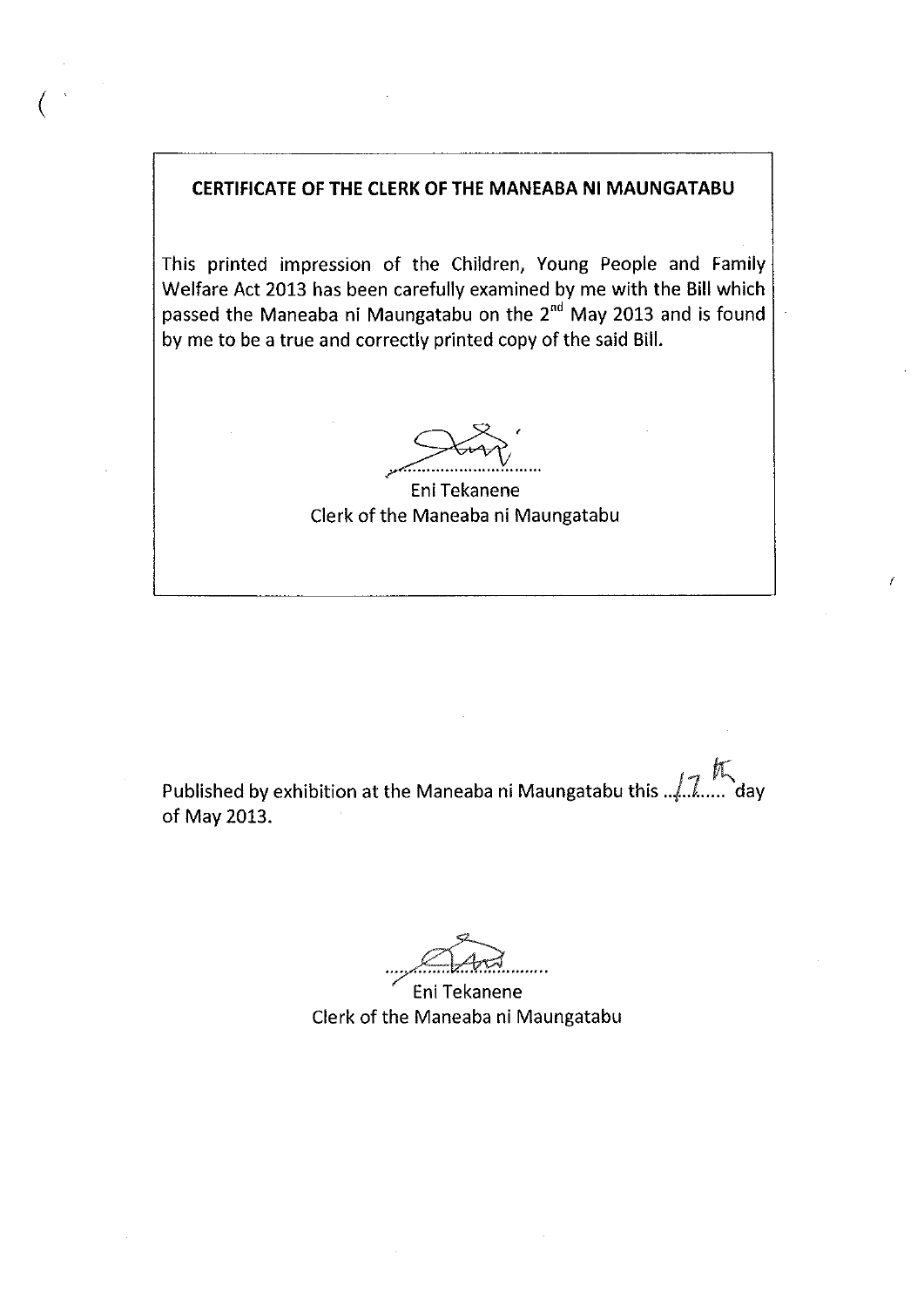**CERTIFICATE OF THE CLERK OF THE MANEABA NI MAUNGATABU**

This printed impression of the Children, Young People and Family Welfare Act 2013 has been carefully examined by me with the Bill which passed the Maneaba ni Maungatabu on the 2nd May 2013 and is found by me to be a true and correctly printed copy of the said Bill.

..................................

Eni Tekanene
Clerk of the Maneaba ni Maungatabu

Published by exhibition at the Maneaba ni Maungatabu this ..17th.... day of May 2013.

..................................

Eni Tekanene
Clerk of the Maneaba ni Maungatabu